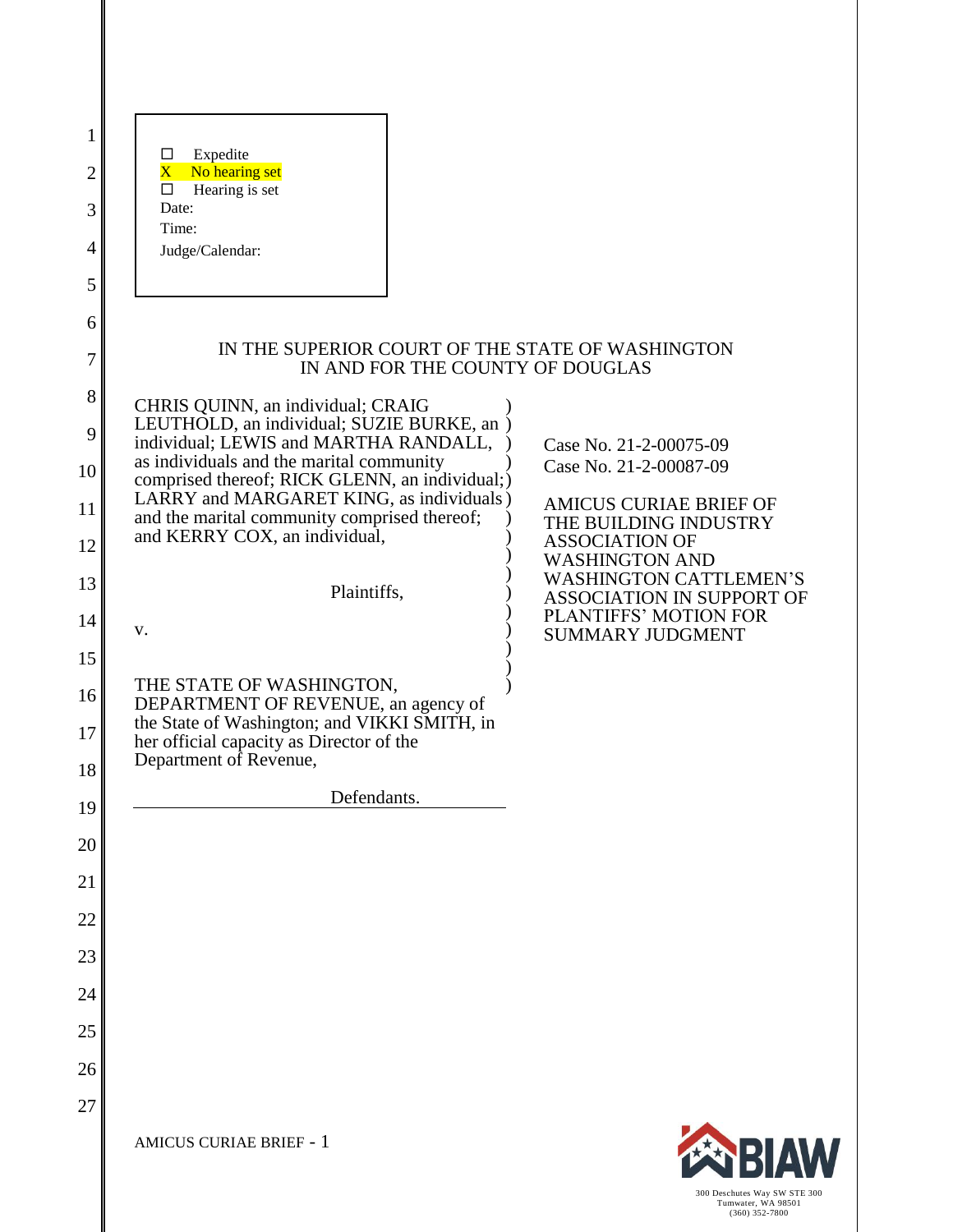- ☐ Expedite
- X No hearing set
- ☐ Hearing is set

Date:

Time:

Judge/Calendar:

IN THE SUPERIOR COURT OF THE STATE OF WASHINGTON
IN AND FOR THE COUNTY OF DOUGLAS

CHRIS QUINN, an individual; CRAIG LEUTHOLD, an individual; SUZIE BURKE, an individual; LEWIS and MARTHA RANDALL, as individuals and the marital community comprised thereof; RICK GLENN, an individual; LARRY and MARGARET KING, as individuals and the marital community comprised thereof; and KERRY COX, an individual,

Plaintiffs,

v.

THE STATE OF WASHINGTON, DEPARTMENT OF REVENUE, an agency of the State of Washington; and VIKKI SMITH, in her official capacity as Director of the Department of Revenue,

Defendants.

Case No. 21-2-00075-09
Case No. 21-2-00087-09

AMICUS CURIAE BRIEF OF THE BUILDING INDUSTRY ASSOCIATION OF WASHINGTON AND WASHINGTON CATTLEMEN'S ASSOCIATION IN SUPPORT OF PLANTIFFS' MOTION FOR SUMMARY JUDGMENT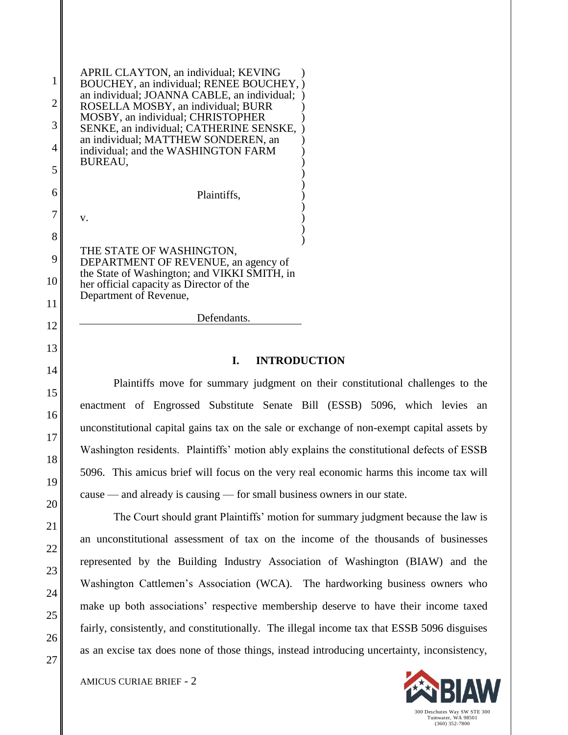APRIL CLAYTON, an individual; KEVING BOUCHEY, an individual; RENEE BOUCHEY, an individual; JOANNA CABLE, an individual; ROSELLA MOSBY, an individual; BURR MOSBY, an individual; CHRISTOPHER SENKE, an individual; CATHERINE SENSKE, an individual; MATTHEW SONDEREN, an individual; and the WASHINGTON FARM BUREAU,

Plaintiffs,

v.

THE STATE OF WASHINGTON, DEPARTMENT OF REVENUE, an agency of the State of Washington; and VIKKI SMITH, in her official capacity as Director of the Department of Revenue,

Defendants.

## I. INTRODUCTION

Plaintiffs move for summary judgment on their constitutional challenges to the enactment of Engrossed Substitute Senate Bill (ESSB) 5096, which levies an unconstitutional capital gains tax on the sale or exchange of non-exempt capital assets by Washington residents. Plaintiffs' motion ably explains the constitutional defects of ESSB 5096. This amicus brief will focus on the very real economic harms this income tax will cause — and already is causing — for small business owners in our state.

The Court should grant Plaintiffs' motion for summary judgment because the law is an unconstitutional assessment of tax on the income of the thousands of businesses represented by the Building Industry Association of Washington (BIAW) and the Washington Cattlemen's Association (WCA). The hardworking business owners who make up both associations' respective membership deserve to have their income taxed fairly, consistently, and constitutionally. The illegal income tax that ESSB 5096 disguises as an excise tax does none of those things, instead introducing uncertainty, inconsistency,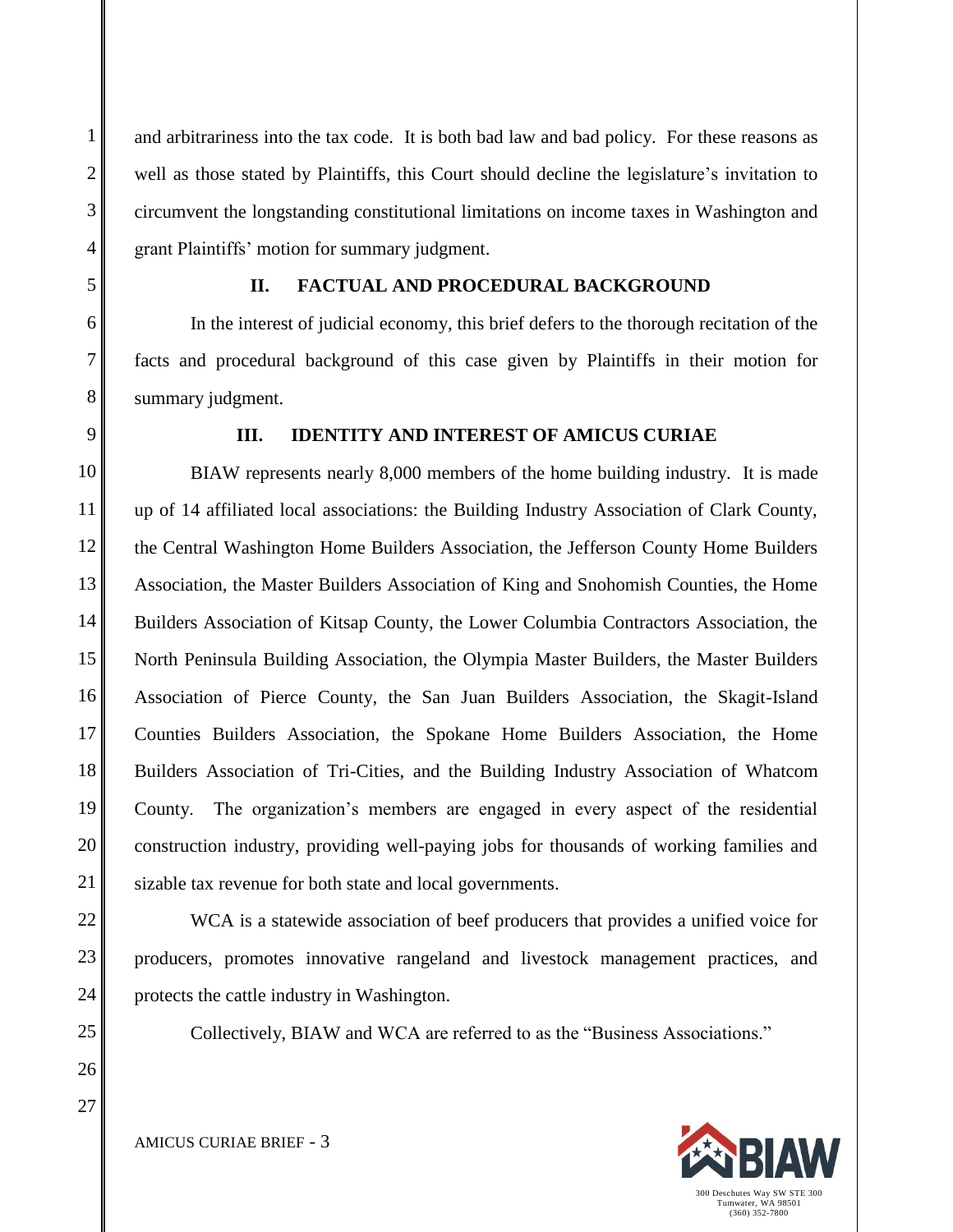and arbitrariness into the tax code. It is both bad law and bad policy. For these reasons as well as those stated by Plaintiffs, this Court should decline the legislature's invitation to circumvent the longstanding constitutional limitations on income taxes in Washington and grant Plaintiffs' motion for summary judgment.

## II. FACTUAL AND PROCEDURAL BACKGROUND

In the interest of judicial economy, this brief defers to the thorough recitation of the facts and procedural background of this case given by Plaintiffs in their motion for summary judgment.

## III. IDENTITY AND INTEREST OF AMICUS CURIAE

BIAW represents nearly 8,000 members of the home building industry. It is made up of 14 affiliated local associations: the Building Industry Association of Clark County, the Central Washington Home Builders Association, the Jefferson County Home Builders Association, the Master Builders Association of King and Snohomish Counties, the Home Builders Association of Kitsap County, the Lower Columbia Contractors Association, the North Peninsula Building Association, the Olympia Master Builders, the Master Builders Association of Pierce County, the San Juan Builders Association, the Skagit-Island Counties Builders Association, the Spokane Home Builders Association, the Home Builders Association of Tri-Cities, and the Building Industry Association of Whatcom County. The organization's members are engaged in every aspect of the residential construction industry, providing well-paying jobs for thousands of working families and sizable tax revenue for both state and local governments.

WCA is a statewide association of beef producers that provides a unified voice for producers, promotes innovative rangeland and livestock management practices, and protects the cattle industry in Washington.

Collectively, BIAW and WCA are referred to as the "Business Associations."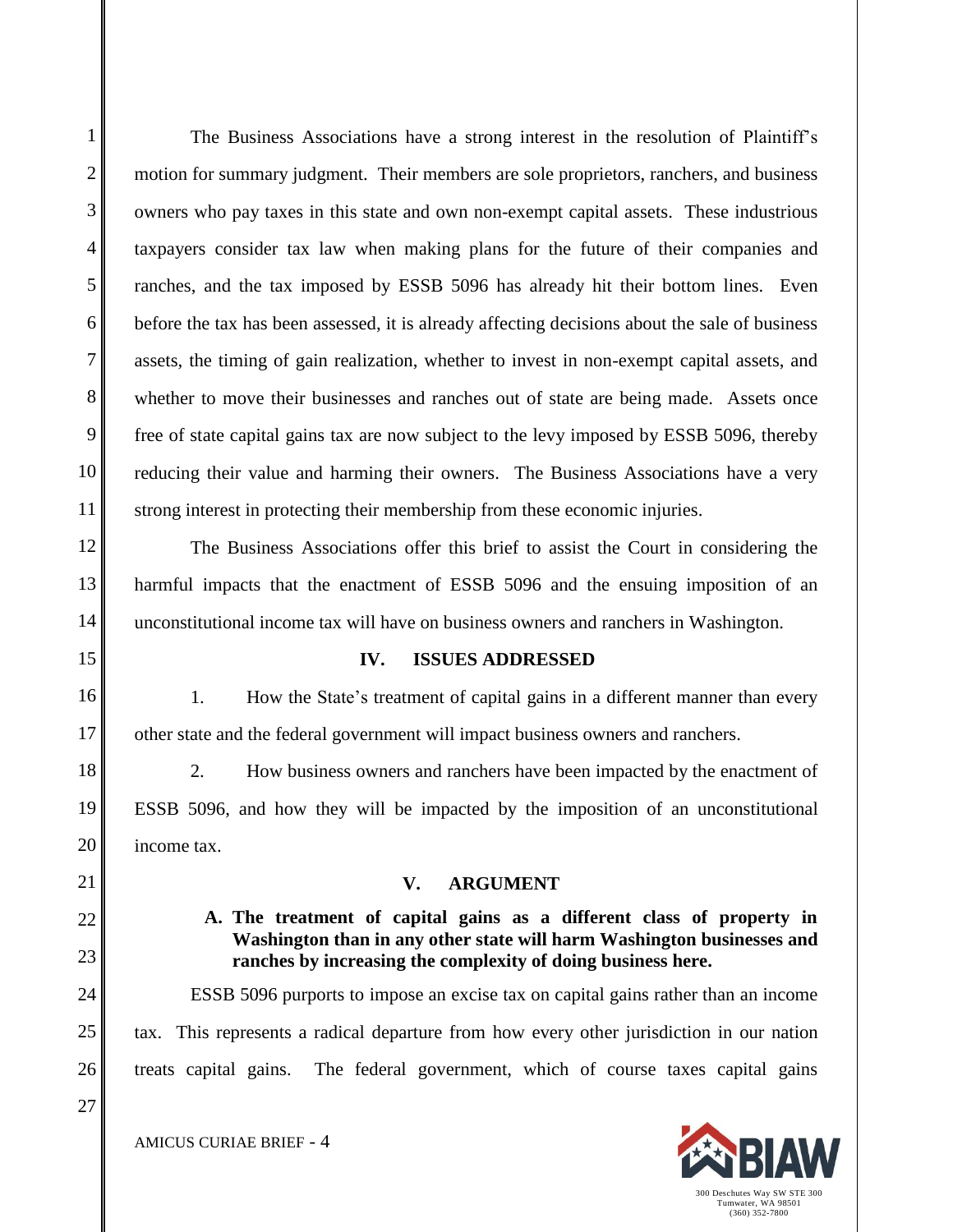The Business Associations have a strong interest in the resolution of Plaintiff's motion for summary judgment. Their members are sole proprietors, ranchers, and business owners who pay taxes in this state and own non-exempt capital assets. These industrious taxpayers consider tax law when making plans for the future of their companies and ranches, and the tax imposed by ESSB 5096 has already hit their bottom lines. Even before the tax has been assessed, it is already affecting decisions about the sale of business assets, the timing of gain realization, whether to invest in non-exempt capital assets, and whether to move their businesses and ranches out of state are being made. Assets once free of state capital gains tax are now subject to the levy imposed by ESSB 5096, thereby reducing their value and harming their owners. The Business Associations have a very strong interest in protecting their membership from these economic injuries.

The Business Associations offer this brief to assist the Court in considering the harmful impacts that the enactment of ESSB 5096 and the ensuing imposition of an unconstitutional income tax will have on business owners and ranchers in Washington.

## IV. ISSUES ADDRESSED

1. How the State's treatment of capital gains in a different manner than every other state and the federal government will impact business owners and ranchers.

2. How business owners and ranchers have been impacted by the enactment of ESSB 5096, and how they will be impacted by the imposition of an unconstitutional income tax.

## V. ARGUMENT

### A. The treatment of capital gains as a different class of property in Washington than in any other state will harm Washington businesses and ranches by increasing the complexity of doing business here.

ESSB 5096 purports to impose an excise tax on capital gains rather than an income tax. This represents a radical departure from how every other jurisdiction in our nation treats capital gains. The federal government, which of course taxes capital gains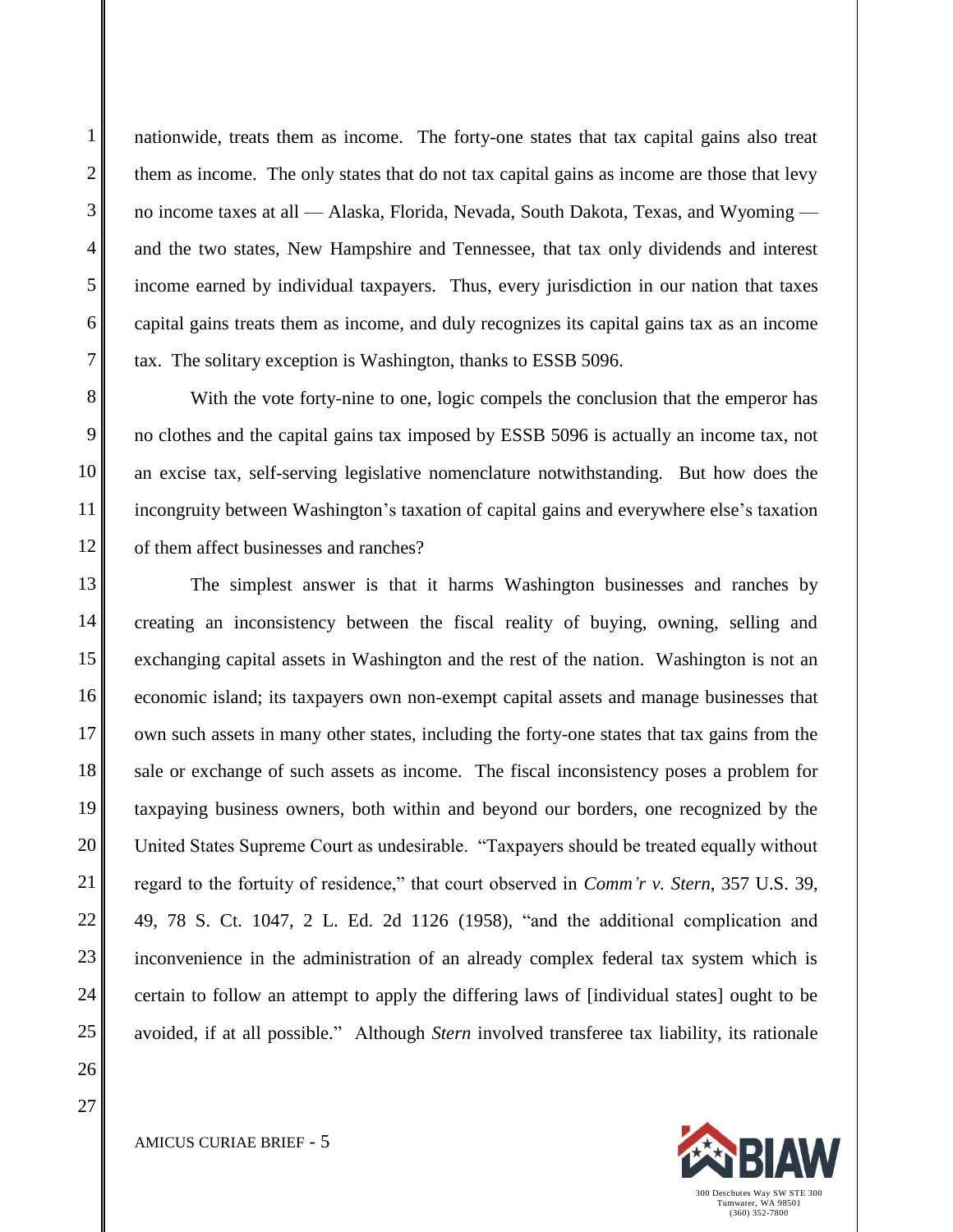nationwide, treats them as income. The forty-one states that tax capital gains also treat them as income. The only states that do not tax capital gains as income are those that levy no income taxes at all — Alaska, Florida, Nevada, South Dakota, Texas, and Wyoming — and the two states, New Hampshire and Tennessee, that tax only dividends and interest income earned by individual taxpayers. Thus, every jurisdiction in our nation that taxes capital gains treats them as income, and duly recognizes its capital gains tax as an income tax. The solitary exception is Washington, thanks to ESSB 5096.

With the vote forty-nine to one, logic compels the conclusion that the emperor has no clothes and the capital gains tax imposed by ESSB 5096 is actually an income tax, not an excise tax, self-serving legislative nomenclature notwithstanding. But how does the incongruity between Washington's taxation of capital gains and everywhere else's taxation of them affect businesses and ranches?

The simplest answer is that it harms Washington businesses and ranches by creating an inconsistency between the fiscal reality of buying, owning, selling and exchanging capital assets in Washington and the rest of the nation. Washington is not an economic island; its taxpayers own non-exempt capital assets and manage businesses that own such assets in many other states, including the forty-one states that tax gains from the sale or exchange of such assets as income. The fiscal inconsistency poses a problem for taxpaying business owners, both within and beyond our borders, one recognized by the United States Supreme Court as undesirable. "Taxpayers should be treated equally without regard to the fortuity of residence," that court observed in *Comm'r v. Stern*, 357 U.S. 39, 49, 78 S. Ct. 1047, 2 L. Ed. 2d 1126 (1958), "and the additional complication and inconvenience in the administration of an already complex federal tax system which is certain to follow an attempt to apply the differing laws of [individual states] ought to be avoided, if at all possible." Although *Stern* involved transferee tax liability, its rationale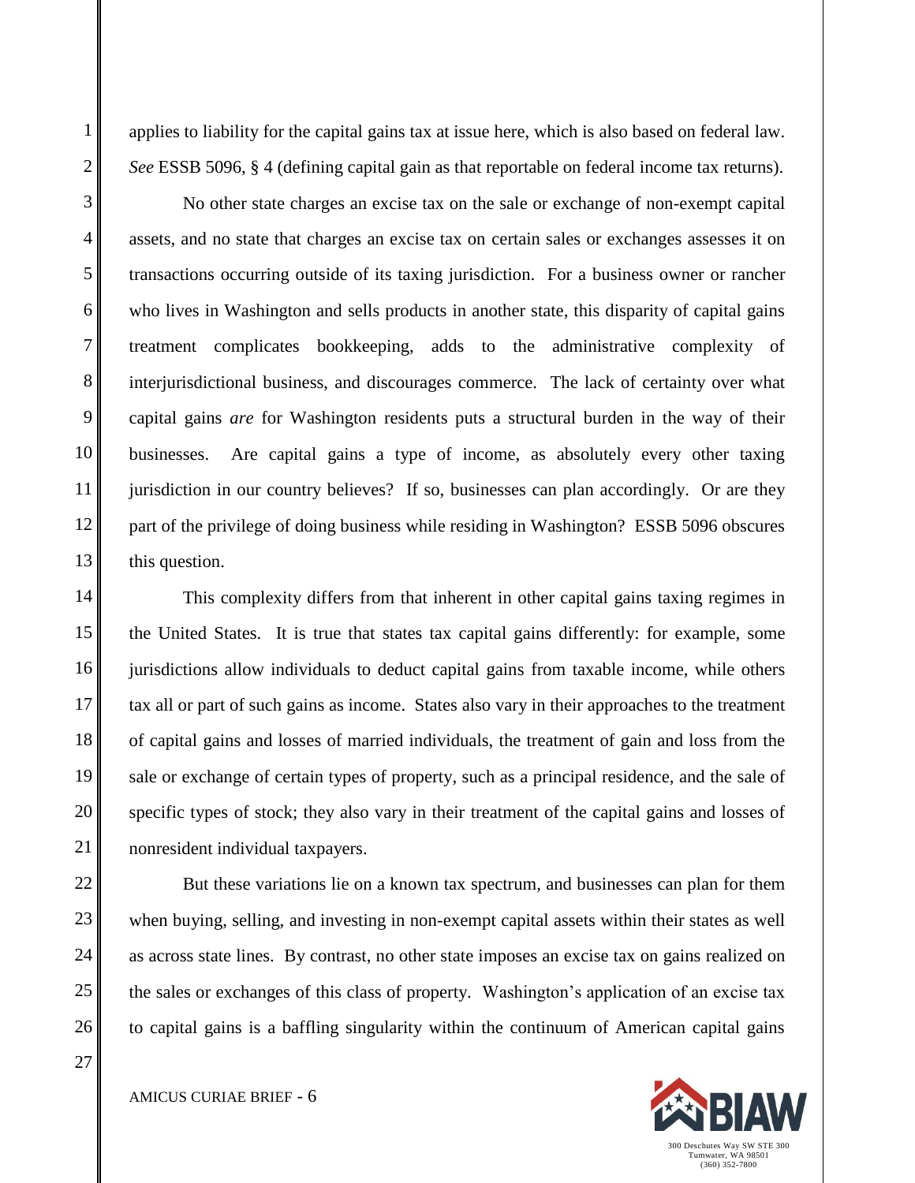applies to liability for the capital gains tax at issue here, which is also based on federal law. *See* ESSB 5096, § 4 (defining capital gain as that reportable on federal income tax returns).

No other state charges an excise tax on the sale or exchange of non-exempt capital assets, and no state that charges an excise tax on certain sales or exchanges assesses it on transactions occurring outside of its taxing jurisdiction. For a business owner or rancher who lives in Washington and sells products in another state, this disparity of capital gains treatment complicates bookkeeping, adds to the administrative complexity of interjurisdictional business, and discourages commerce. The lack of certainty over what capital gains *are* for Washington residents puts a structural burden in the way of their businesses. Are capital gains a type of income, as absolutely every other taxing jurisdiction in our country believes? If so, businesses can plan accordingly. Or are they part of the privilege of doing business while residing in Washington? ESSB 5096 obscures this question.

This complexity differs from that inherent in other capital gains taxing regimes in the United States. It is true that states tax capital gains differently: for example, some jurisdictions allow individuals to deduct capital gains from taxable income, while others tax all or part of such gains as income. States also vary in their approaches to the treatment of capital gains and losses of married individuals, the treatment of gain and loss from the sale or exchange of certain types of property, such as a principal residence, and the sale of specific types of stock; they also vary in their treatment of the capital gains and losses of nonresident individual taxpayers.

But these variations lie on a known tax spectrum, and businesses can plan for them when buying, selling, and investing in non-exempt capital assets within their states as well as across state lines. By contrast, no other state imposes an excise tax on gains realized on the sales or exchanges of this class of property. Washington's application of an excise tax to capital gains is a baffling singularity within the continuum of American capital gains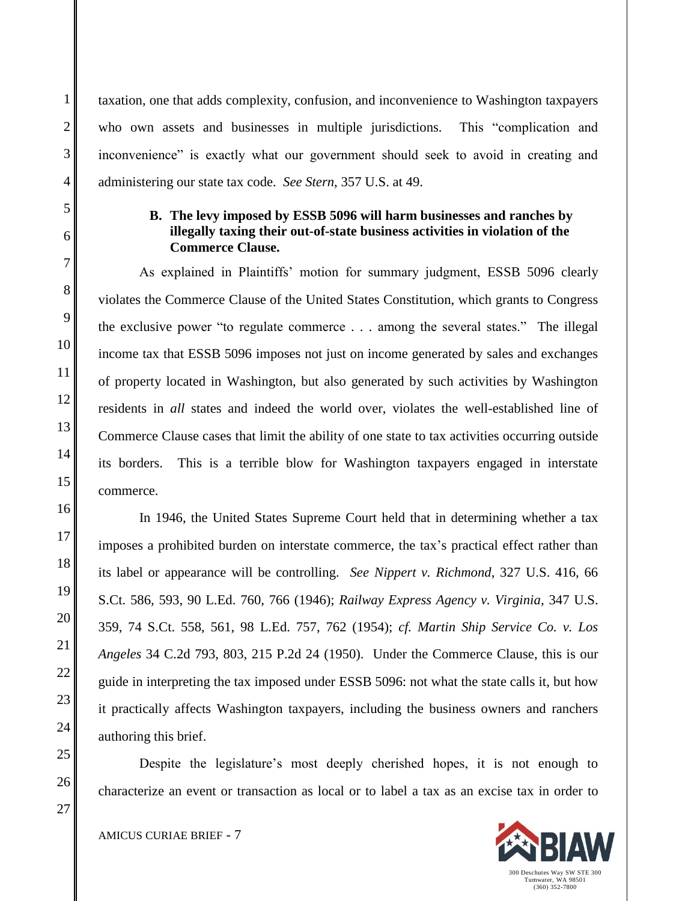taxation, one that adds complexity, confusion, and inconvenience to Washington taxpayers who own assets and businesses in multiple jurisdictions. This "complication and inconvenience" is exactly what our government should seek to avoid in creating and administering our state tax code. *See Stern*, 357 U.S. at 49.

**B. The levy imposed by ESSB 5096 will harm businesses and ranches by illegally taxing their out-of-state business activities in violation of the Commerce Clause.**

As explained in Plaintiffs' motion for summary judgment, ESSB 5096 clearly violates the Commerce Clause of the United States Constitution, which grants to Congress the exclusive power "to regulate commerce . . . among the several states." The illegal income tax that ESSB 5096 imposes not just on income generated by sales and exchanges of property located in Washington, but also generated by such activities by Washington residents in *all* states and indeed the world over, violates the well-established line of Commerce Clause cases that limit the ability of one state to tax activities occurring outside its borders. This is a terrible blow for Washington taxpayers engaged in interstate commerce.

In 1946, the United States Supreme Court held that in determining whether a tax imposes a prohibited burden on interstate commerce, the tax's practical effect rather than its label or appearance will be controlling. *See Nippert v. Richmond*, 327 U.S. 416, 66 S.Ct. 586, 593, 90 L.Ed. 760, 766 (1946); *Railway Express Agency v. Virginia*, 347 U.S. 359, 74 S.Ct. 558, 561, 98 L.Ed. 757, 762 (1954); *cf. Martin Ship Service Co. v. Los Angeles* 34 C.2d 793, 803, 215 P.2d 24 (1950). Under the Commerce Clause, this is our guide in interpreting the tax imposed under ESSB 5096: not what the state calls it, but how it practically affects Washington taxpayers, including the business owners and ranchers authoring this brief.

Despite the legislature's most deeply cherished hopes, it is not enough to characterize an event or transaction as local or to label a tax as an excise tax in order to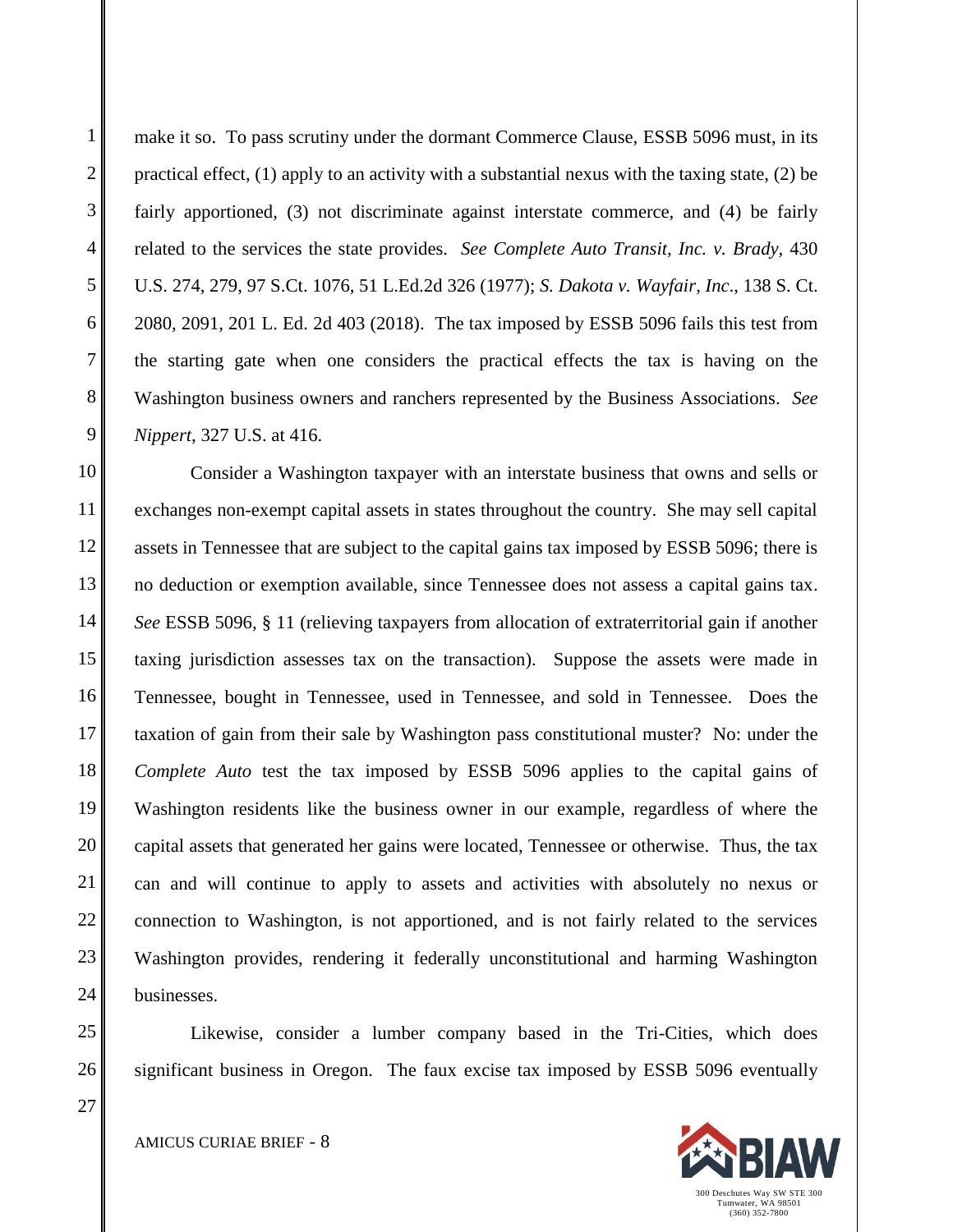make it so. To pass scrutiny under the dormant Commerce Clause, ESSB 5096 must, in its practical effect, (1) apply to an activity with a substantial nexus with the taxing state, (2) be fairly apportioned, (3) not discriminate against interstate commerce, and (4) be fairly related to the services the state provides. *See Complete Auto Transit, Inc. v. Brady*, 430 U.S. 274, 279, 97 S.Ct. 1076, 51 L.Ed.2d 326 (1977); *S. Dakota v. Wayfair, Inc*., 138 S. Ct. 2080, 2091, 201 L. Ed. 2d 403 (2018). The tax imposed by ESSB 5096 fails this test from the starting gate when one considers the practical effects the tax is having on the Washington business owners and ranchers represented by the Business Associations. *See Nippert*, 327 U.S. at 416.

Consider a Washington taxpayer with an interstate business that owns and sells or exchanges non-exempt capital assets in states throughout the country. She may sell capital assets in Tennessee that are subject to the capital gains tax imposed by ESSB 5096; there is no deduction or exemption available, since Tennessee does not assess a capital gains tax. *See* ESSB 5096, § 11 (relieving taxpayers from allocation of extraterritorial gain if another taxing jurisdiction assesses tax on the transaction). Suppose the assets were made in Tennessee, bought in Tennessee, used in Tennessee, and sold in Tennessee. Does the taxation of gain from their sale by Washington pass constitutional muster? No: under the *Complete Auto* test the tax imposed by ESSB 5096 applies to the capital gains of Washington residents like the business owner in our example, regardless of where the capital assets that generated her gains were located, Tennessee or otherwise. Thus, the tax can and will continue to apply to assets and activities with absolutely no nexus or connection to Washington, is not apportioned, and is not fairly related to the services Washington provides, rendering it federally unconstitutional and harming Washington businesses.

Likewise, consider a lumber company based in the Tri-Cities, which does significant business in Oregon. The faux excise tax imposed by ESSB 5096 eventually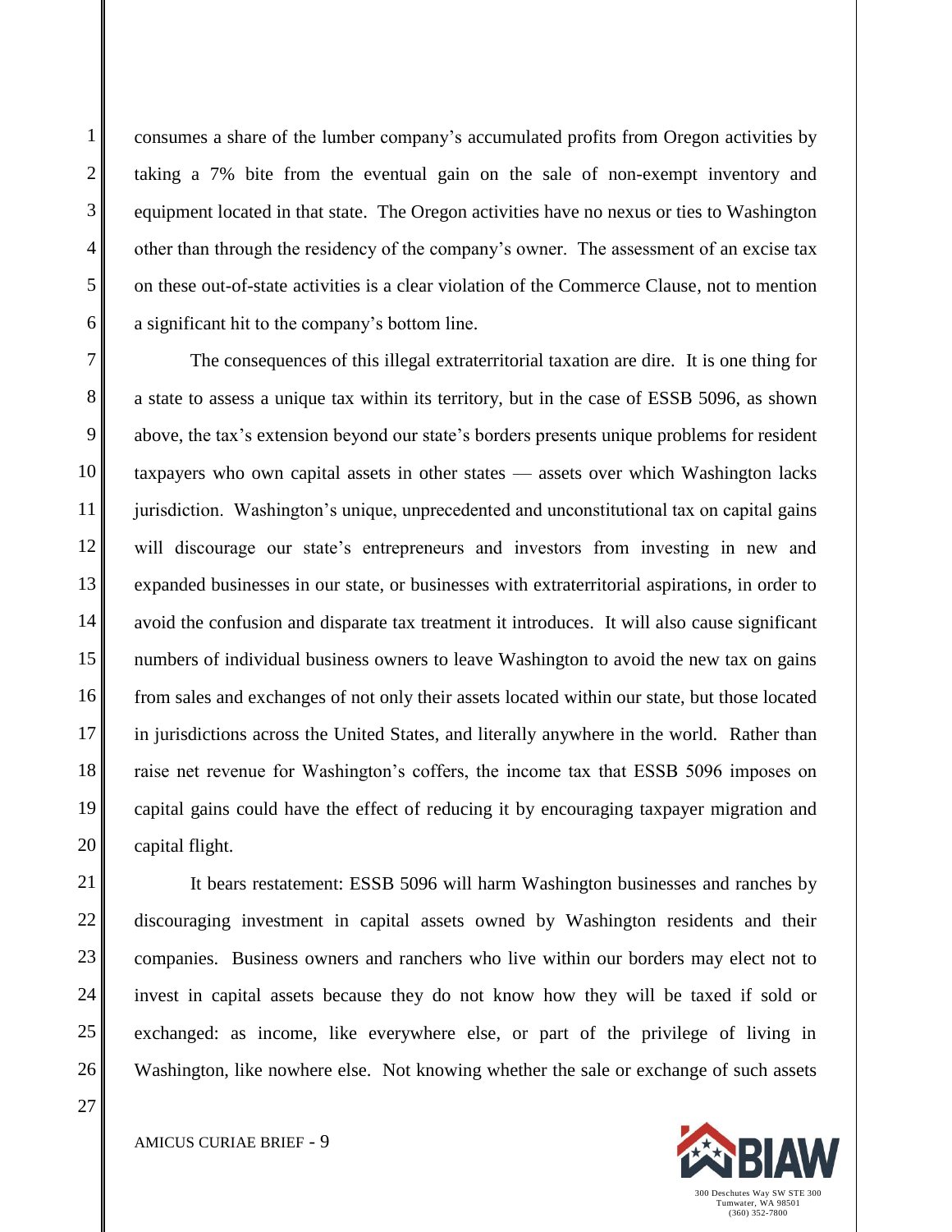consumes a share of the lumber company's accumulated profits from Oregon activities by taking a 7% bite from the eventual gain on the sale of non-exempt inventory and equipment located in that state. The Oregon activities have no nexus or ties to Washington other than through the residency of the company's owner. The assessment of an excise tax on these out-of-state activities is a clear violation of the Commerce Clause, not to mention a significant hit to the company's bottom line.

The consequences of this illegal extraterritorial taxation are dire. It is one thing for a state to assess a unique tax within its territory, but in the case of ESSB 5096, as shown above, the tax's extension beyond our state's borders presents unique problems for resident taxpayers who own capital assets in other states — assets over which Washington lacks jurisdiction. Washington's unique, unprecedented and unconstitutional tax on capital gains will discourage our state's entrepreneurs and investors from investing in new and expanded businesses in our state, or businesses with extraterritorial aspirations, in order to avoid the confusion and disparate tax treatment it introduces. It will also cause significant numbers of individual business owners to leave Washington to avoid the new tax on gains from sales and exchanges of not only their assets located within our state, but those located in jurisdictions across the United States, and literally anywhere in the world. Rather than raise net revenue for Washington's coffers, the income tax that ESSB 5096 imposes on capital gains could have the effect of reducing it by encouraging taxpayer migration and capital flight.

It bears restatement: ESSB 5096 will harm Washington businesses and ranches by discouraging investment in capital assets owned by Washington residents and their companies. Business owners and ranchers who live within our borders may elect not to invest in capital assets because they do not know how they will be taxed if sold or exchanged: as income, like everywhere else, or part of the privilege of living in Washington, like nowhere else. Not knowing whether the sale or exchange of such assets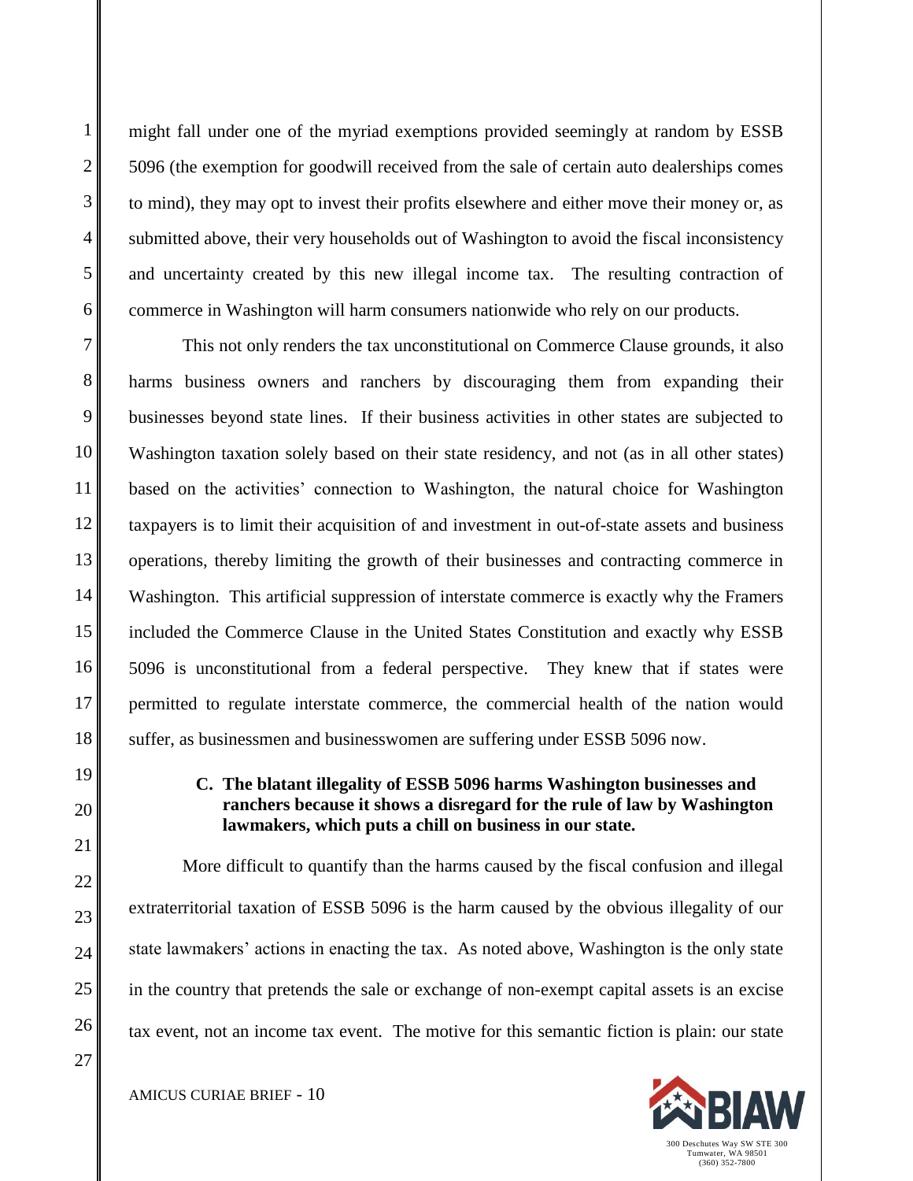might fall under one of the myriad exemptions provided seemingly at random by ESSB 5096 (the exemption for goodwill received from the sale of certain auto dealerships comes to mind), they may opt to invest their profits elsewhere and either move their money or, as submitted above, their very households out of Washington to avoid the fiscal inconsistency and uncertainty created by this new illegal income tax. The resulting contraction of commerce in Washington will harm consumers nationwide who rely on our products.

This not only renders the tax unconstitutional on Commerce Clause grounds, it also harms business owners and ranchers by discouraging them from expanding their businesses beyond state lines. If their business activities in other states are subjected to Washington taxation solely based on their state residency, and not (as in all other states) based on the activities' connection to Washington, the natural choice for Washington taxpayers is to limit their acquisition of and investment in out-of-state assets and business operations, thereby limiting the growth of their businesses and contracting commerce in Washington. This artificial suppression of interstate commerce is exactly why the Framers included the Commerce Clause in the United States Constitution and exactly why ESSB 5096 is unconstitutional from a federal perspective. They knew that if states were permitted to regulate interstate commerce, the commercial health of the nation would suffer, as businessmen and businesswomen are suffering under ESSB 5096 now.

### C. The blatant illegality of ESSB 5096 harms Washington businesses and ranchers because it shows a disregard for the rule of law by Washington lawmakers, which puts a chill on business in our state.

More difficult to quantify than the harms caused by the fiscal confusion and illegal extraterritorial taxation of ESSB 5096 is the harm caused by the obvious illegality of our state lawmakers' actions in enacting the tax. As noted above, Washington is the only state in the country that pretends the sale or exchange of non-exempt capital assets is an excise tax event, not an income tax event. The motive for this semantic fiction is plain: our state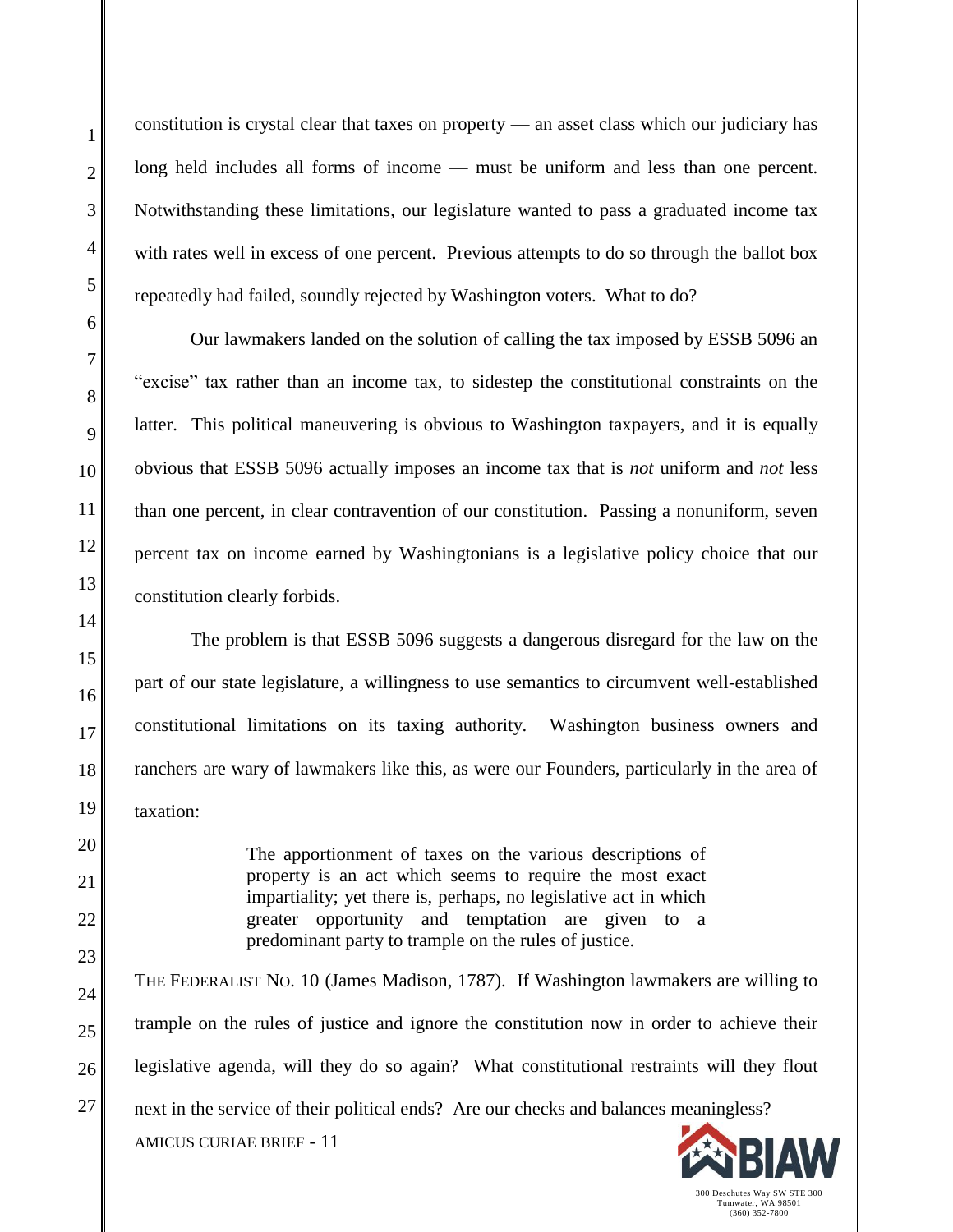constitution is crystal clear that taxes on property — an asset class which our judiciary has long held includes all forms of income — must be uniform and less than one percent. Notwithstanding these limitations, our legislature wanted to pass a graduated income tax with rates well in excess of one percent. Previous attempts to do so through the ballot box repeatedly had failed, soundly rejected by Washington voters. What to do?

Our lawmakers landed on the solution of calling the tax imposed by ESSB 5096 an "excise" tax rather than an income tax, to sidestep the constitutional constraints on the latter. This political maneuvering is obvious to Washington taxpayers, and it is equally obvious that ESSB 5096 actually imposes an income tax that is *not* uniform and *not* less than one percent, in clear contravention of our constitution. Passing a nonuniform, seven percent tax on income earned by Washingtonians is a legislative policy choice that our constitution clearly forbids.

The problem is that ESSB 5096 suggests a dangerous disregard for the law on the part of our state legislature, a willingness to use semantics to circumvent well-established constitutional limitations on its taxing authority. Washington business owners and ranchers are wary of lawmakers like this, as were our Founders, particularly in the area of taxation:

> The apportionment of taxes on the various descriptions of property is an act which seems to require the most exact impartiality; yet there is, perhaps, no legislative act in which greater opportunity and temptation are given to a predominant party to trample on the rules of justice.

THE FEDERALIST NO. 10 (James Madison, 1787). If Washington lawmakers are willing to trample on the rules of justice and ignore the constitution now in order to achieve their legislative agenda, will they do so again? What constitutional restraints will they flout next in the service of their political ends? Are our checks and balances meaningless?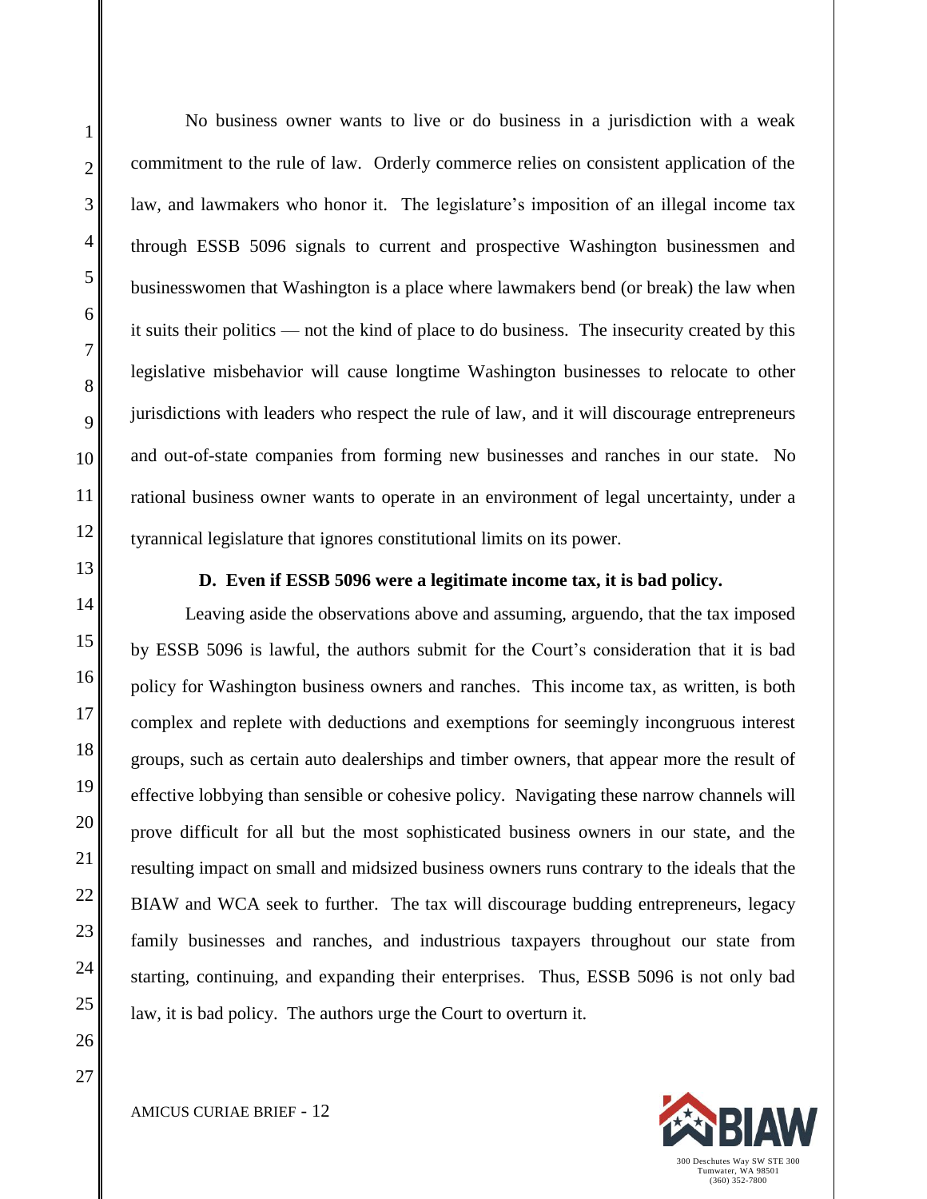No business owner wants to live or do business in a jurisdiction with a weak commitment to the rule of law. Orderly commerce relies on consistent application of the law, and lawmakers who honor it. The legislature's imposition of an illegal income tax through ESSB 5096 signals to current and prospective Washington businessmen and businesswomen that Washington is a place where lawmakers bend (or break) the law when it suits their politics — not the kind of place to do business. The insecurity created by this legislative misbehavior will cause longtime Washington businesses to relocate to other jurisdictions with leaders who respect the rule of law, and it will discourage entrepreneurs and out-of-state companies from forming new businesses and ranches in our state. No rational business owner wants to operate in an environment of legal uncertainty, under a tyrannical legislature that ignores constitutional limits on its power.

**D. Even if ESSB 5096 were a legitimate income tax, it is bad policy.**

Leaving aside the observations above and assuming, arguendo, that the tax imposed by ESSB 5096 is lawful, the authors submit for the Court's consideration that it is bad policy for Washington business owners and ranches. This income tax, as written, is both complex and replete with deductions and exemptions for seemingly incongruous interest groups, such as certain auto dealerships and timber owners, that appear more the result of effective lobbying than sensible or cohesive policy. Navigating these narrow channels will prove difficult for all but the most sophisticated business owners in our state, and the resulting impact on small and midsized business owners runs contrary to the ideals that the BIAW and WCA seek to further. The tax will discourage budding entrepreneurs, legacy family businesses and ranches, and industrious taxpayers throughout our state from starting, continuing, and expanding their enterprises. Thus, ESSB 5096 is not only bad law, it is bad policy. The authors urge the Court to overturn it.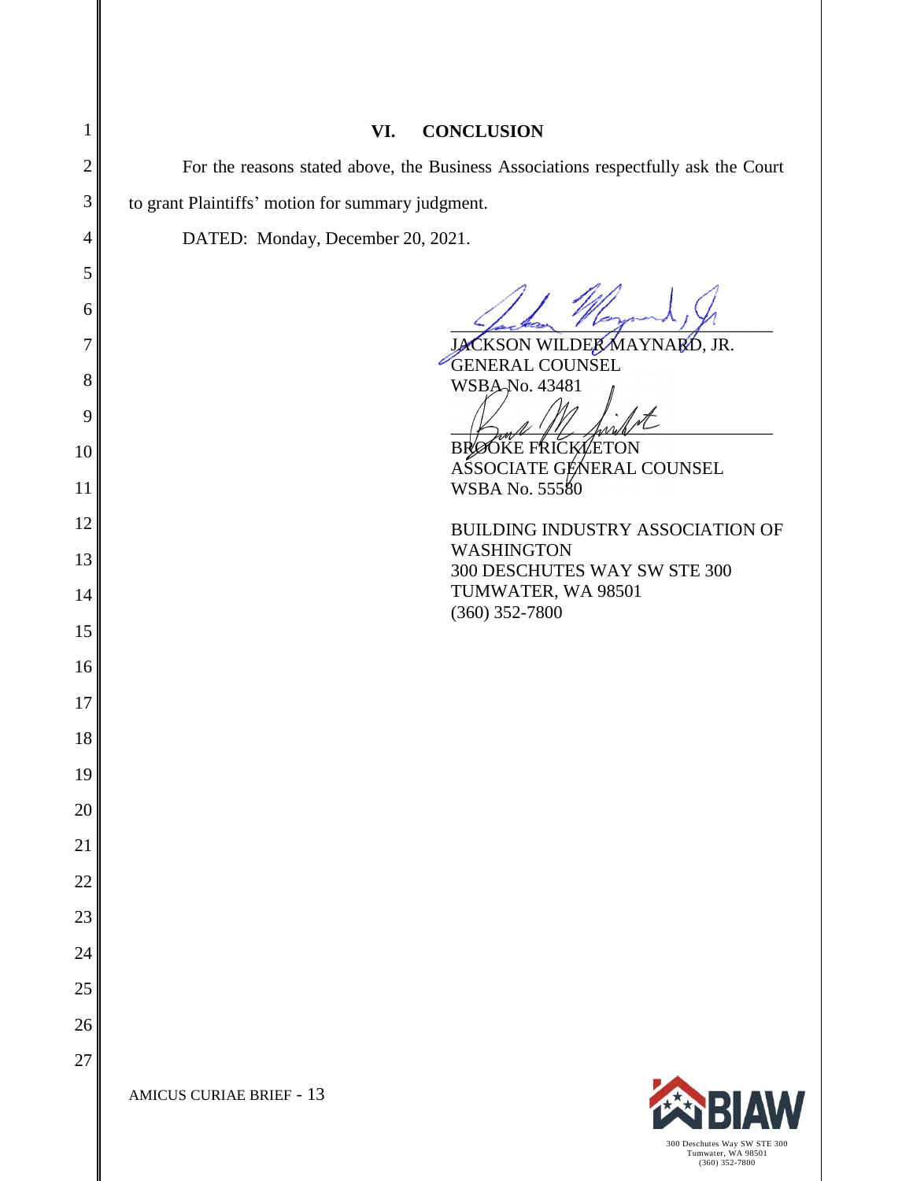## VI. CONCLUSION

For the reasons stated above, the Business Associations respectfully ask the Court to grant Plaintiffs' motion for summary judgment.

DATED: Monday, December 20, 2021.

JACKSON WILDER MAYNARD, JR.
GENERAL COUNSEL
WSBA No. 43481

BROOKE FRICKLETON
ASSOCIATE GENERAL COUNSEL
WSBA No. 55580

BUILDING INDUSTRY ASSOCIATION OF WASHINGTON
300 DESCHUTES WAY SW STE 300
TUMWATER, WA 98501
(360) 352-7800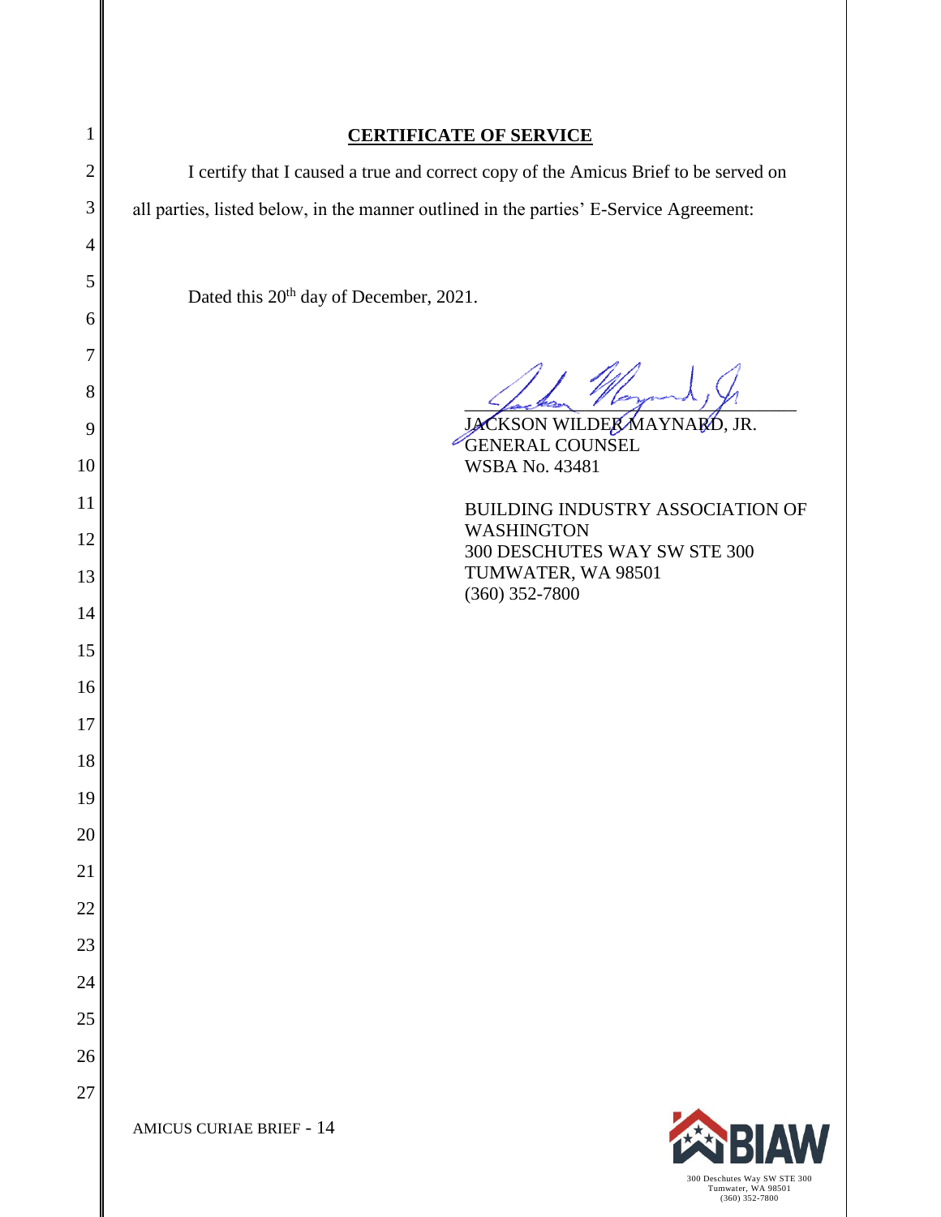## CERTIFICATE OF SERVICE

I certify that I caused a true and correct copy of the Amicus Brief to be served on all parties, listed below, in the manner outlined in the parties' E-Service Agreement:

Dated this 20th day of December, 2021.

JACKSON WILDER MAYNARD, JR.
GENERAL COUNSEL
WSBA No. 43481

BUILDING INDUSTRY ASSOCIATION OF WASHINGTON
300 DESCHUTES WAY SW STE 300
TUMWATER, WA 98501
(360) 352-7800

AMICUS CURIAE BRIEF - 14

BIAW
300 Deschutes Way SW STE 300
Tumwater, WA 98501
(360) 352-7800